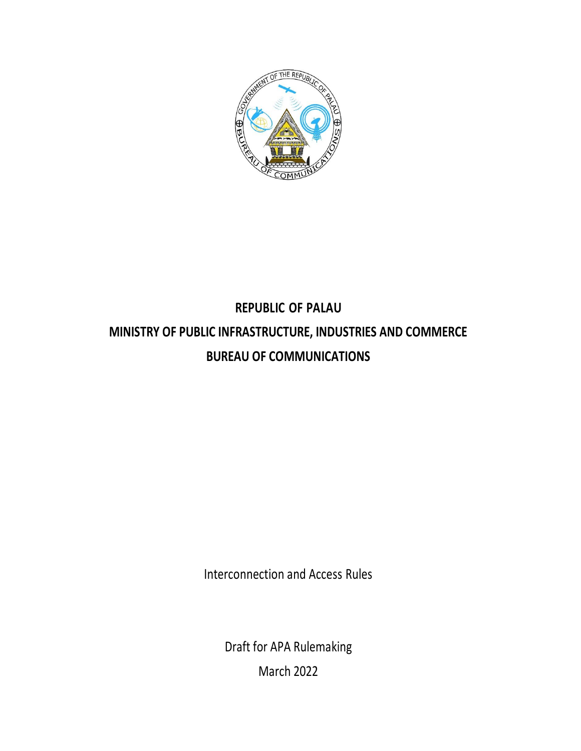# REPUBLIC OF PALAU

# MINISTRY OF PUBLIC INFRASTRUCTURE, INDUSTRIES AND COMMERCE

# BUREAU OF COMMUNICATIONS

Interconnection and Access Rules

Draft for APA Rulemaking

March 2022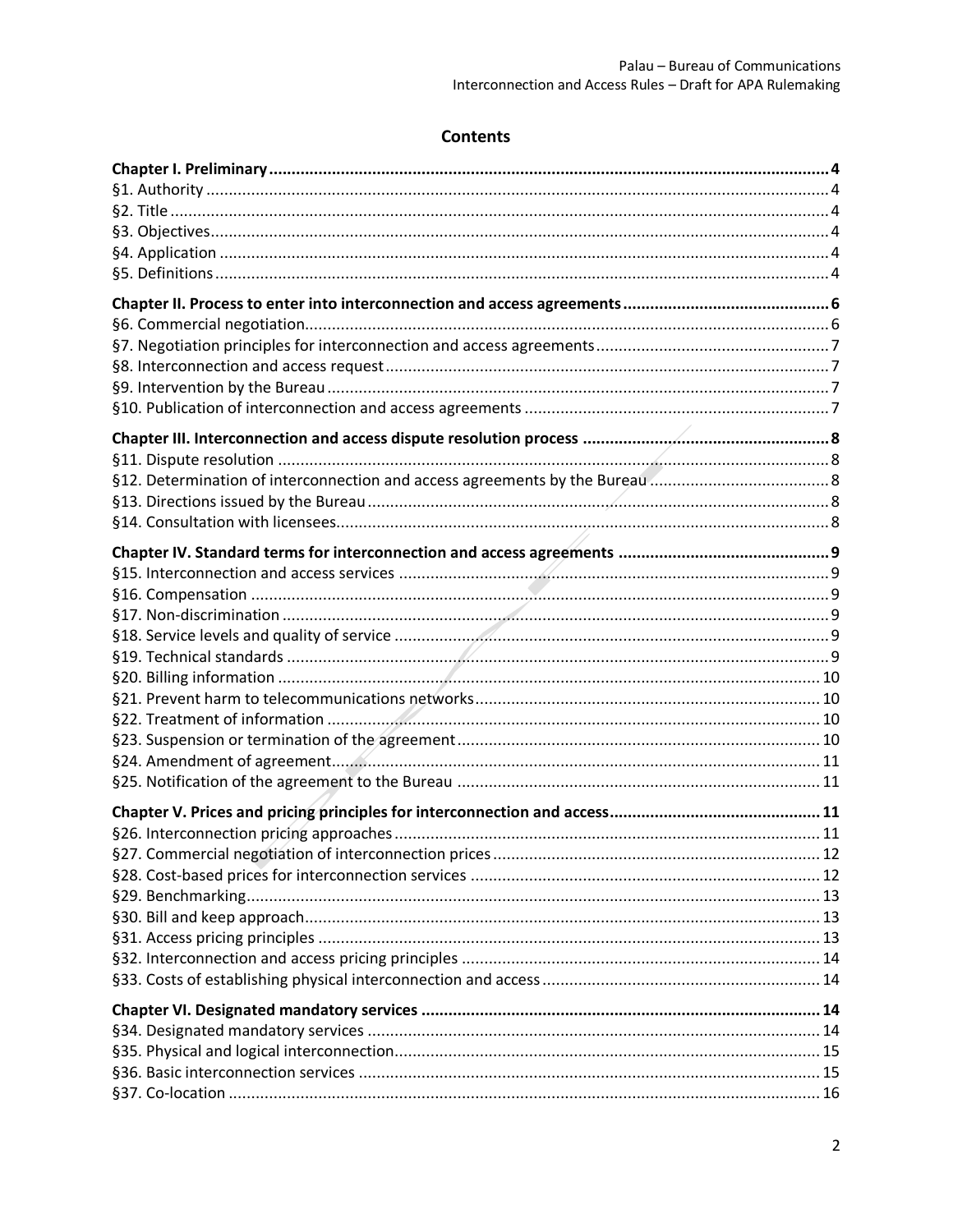## Contents

**Chapter I. Preliminary** ... 4
§1. Authority ... 4
§2. Title ... 4
§3. Objectives ... 4
§4. Application ... 4
§5. Definitions ... 4

**Chapter II. Process to enter into interconnection and access agreements** ... 6
§6. Commercial negotiation ... 6
§7. Negotiation principles for interconnection and access agreements ... 7
§8. Interconnection and access request ... 7
§9. Intervention by the Bureau ... 7
§10. Publication of interconnection and access agreements ... 7

**Chapter III. Interconnection and access dispute resolution process** ... 8
§11. Dispute resolution ... 8
§12. Determination of interconnection and access agreements by the Bureau ... 8
§13. Directions issued by the Bureau ... 8
§14. Consultation with licensees ... 8

**Chapter IV. Standard terms for interconnection and access agreements** ... 9
§15. Interconnection and access services ... 9
§16. Compensation ... 9
§17. Non-discrimination ... 9
§18. Service levels and quality of service ... 9
§19. Technical standards ... 9
§20. Billing information ... 10
§21. Prevent harm to telecommunications networks ... 10
§22. Treatment of information ... 10
§23. Suspension or termination of the agreement ... 10
§24. Amendment of agreement ... 11
§25. Notification of the agreement to the Bureau ... 11

**Chapter V. Prices and pricing principles for interconnection and access** ... 11
§26. Interconnection pricing approaches ... 11
§27. Commercial negotiation of interconnection prices ... 12
§28. Cost-based prices for interconnection services ... 12
§29. Benchmarking ... 13
§30. Bill and keep approach ... 13
§31. Access pricing principles ... 13
§32. Interconnection and access pricing principles ... 14
§33. Costs of establishing physical interconnection and access ... 14

**Chapter VI. Designated mandatory services** ... 14
§34. Designated mandatory services ... 14
§35. Physical and logical interconnection ... 15
§36. Basic interconnection services ... 15
§37. Co-location ... 16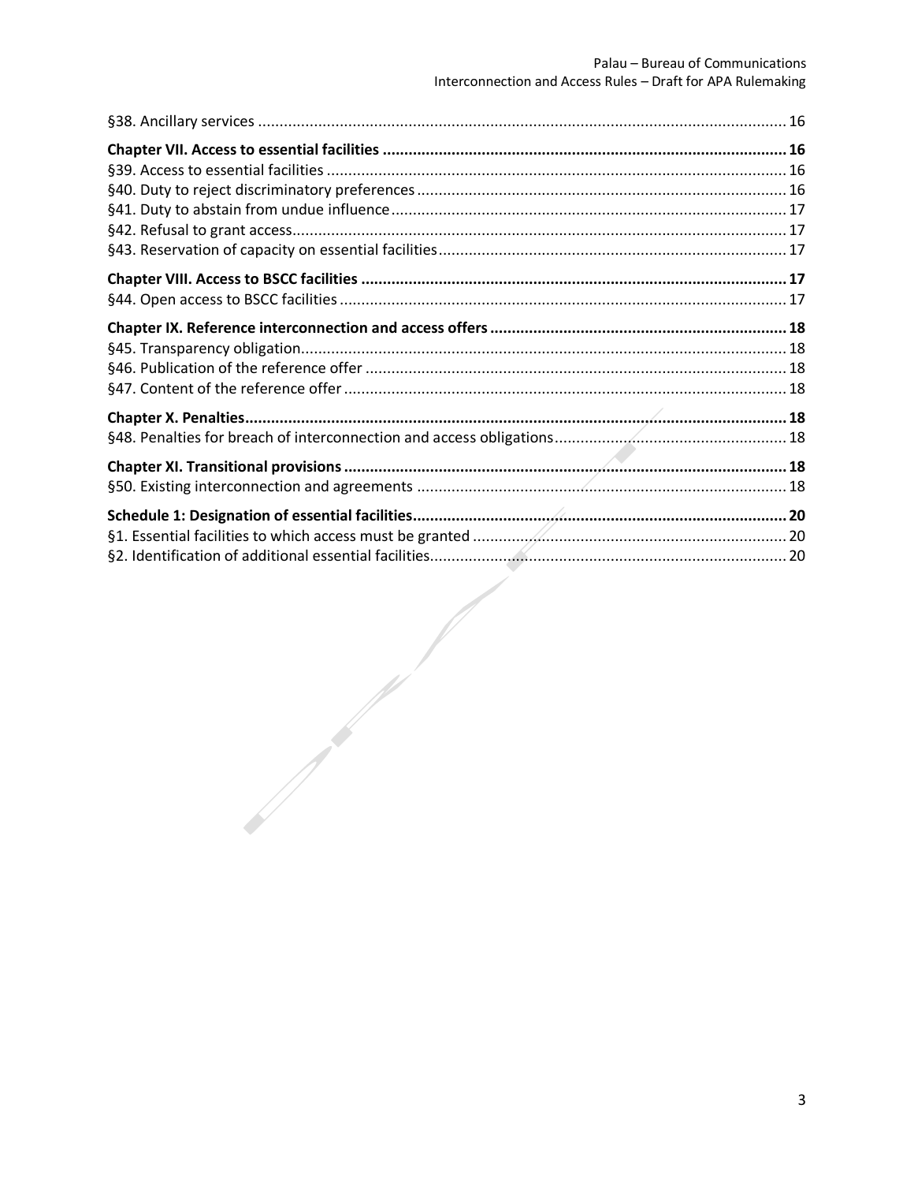§38. Ancillary services ........................................................................................................................... 16

**Chapter VII. Access to essential facilities ............................................................................................. 16**

§39. Access to essential facilities ........................................................................................................... 16

§40. Duty to reject discriminatory preferences ..................................................................................... 16

§41. Duty to abstain from undue influence ........................................................................................... 17

§42. Refusal to grant access................................................................................................................... 17

§43. Reservation of capacity on essential facilities ................................................................................ 17

**Chapter VIII. Access to BSCC facilities .................................................................................................. 17**

§44. Open access to BSCC facilities ....................................................................................................... 17

**Chapter IX. Reference interconnection and access offers ..................................................................... 18**

§45. Transparency obligation................................................................................................................. 18

§46. Publication of the reference offer .................................................................................................. 18

§47. Content of the reference offer ....................................................................................................... 18

**Chapter X. Penalties............................................................................................................................. 18**

§48. Penalties for breach of interconnection and access obligations...................................................... 18

**Chapter XI. Transitional provisions ...................................................................................................... 18**

§50. Existing interconnection and agreements ..................................................................................... 18

**Schedule 1: Designation of essential facilities....................................................................................... 20**

§1. Essential facilities to which access must be granted ......................................................................... 20

§2. Identification of additional essential facilities................................................................................... 20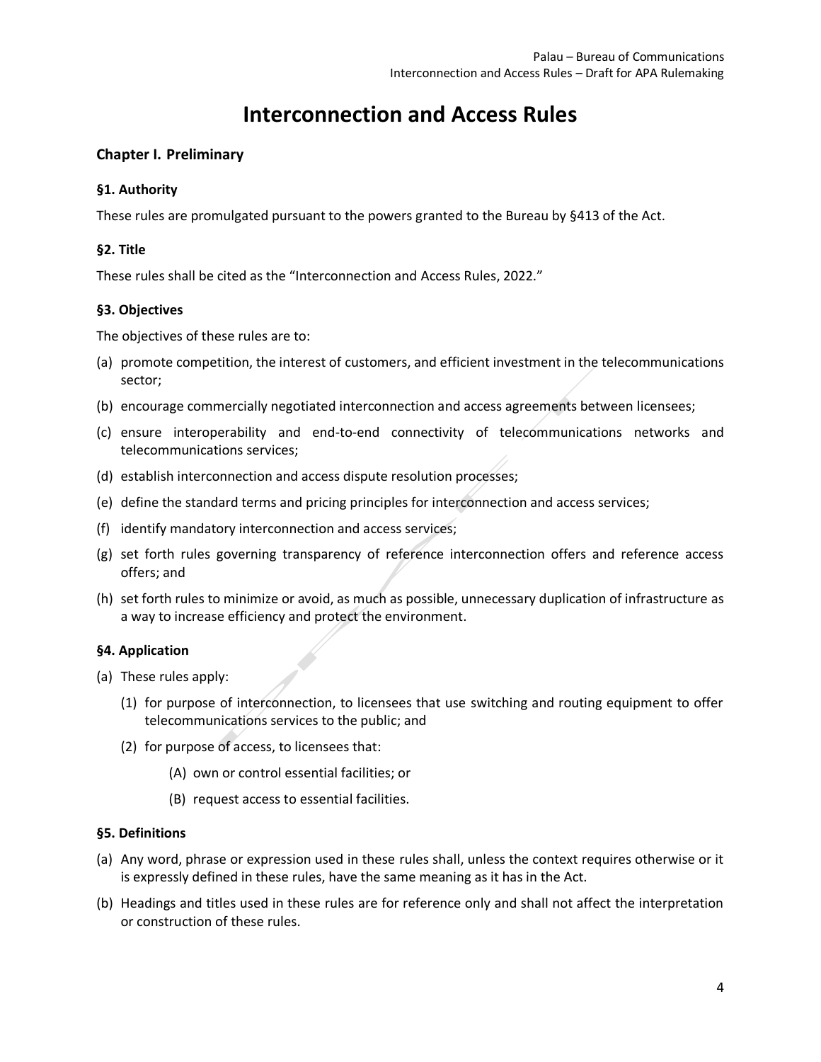# Interconnection and Access Rules

## Chapter I. Preliminary

### §1. Authority

These rules are promulgated pursuant to the powers granted to the Bureau by §413 of the Act.

### §2. Title

These rules shall be cited as the "Interconnection and Access Rules, 2022."

### §3. Objectives

The objectives of these rules are to:

(a) promote competition, the interest of customers, and efficient investment in the telecommunications sector;

(b) encourage commercially negotiated interconnection and access agreements between licensees;

(c) ensure interoperability and end-to-end connectivity of telecommunications networks and telecommunications services;

(d) establish interconnection and access dispute resolution processes;

(e) define the standard terms and pricing principles for interconnection and access services;

(f) identify mandatory interconnection and access services;

(g) set forth rules governing transparency of reference interconnection offers and reference access offers; and

(h) set forth rules to minimize or avoid, as much as possible, unnecessary duplication of infrastructure as a way to increase efficiency and protect the environment.

### §4. Application

(a) These rules apply:

    (1) for purpose of interconnection, to licensees that use switching and routing equipment to offer telecommunications services to the public; and

    (2) for purpose of access, to licensees that:

        (A) own or control essential facilities; or

        (B) request access to essential facilities.

### §5. Definitions

(a) Any word, phrase or expression used in these rules shall, unless the context requires otherwise or it is expressly defined in these rules, have the same meaning as it has in the Act.

(b) Headings and titles used in these rules are for reference only and shall not affect the interpretation or construction of these rules.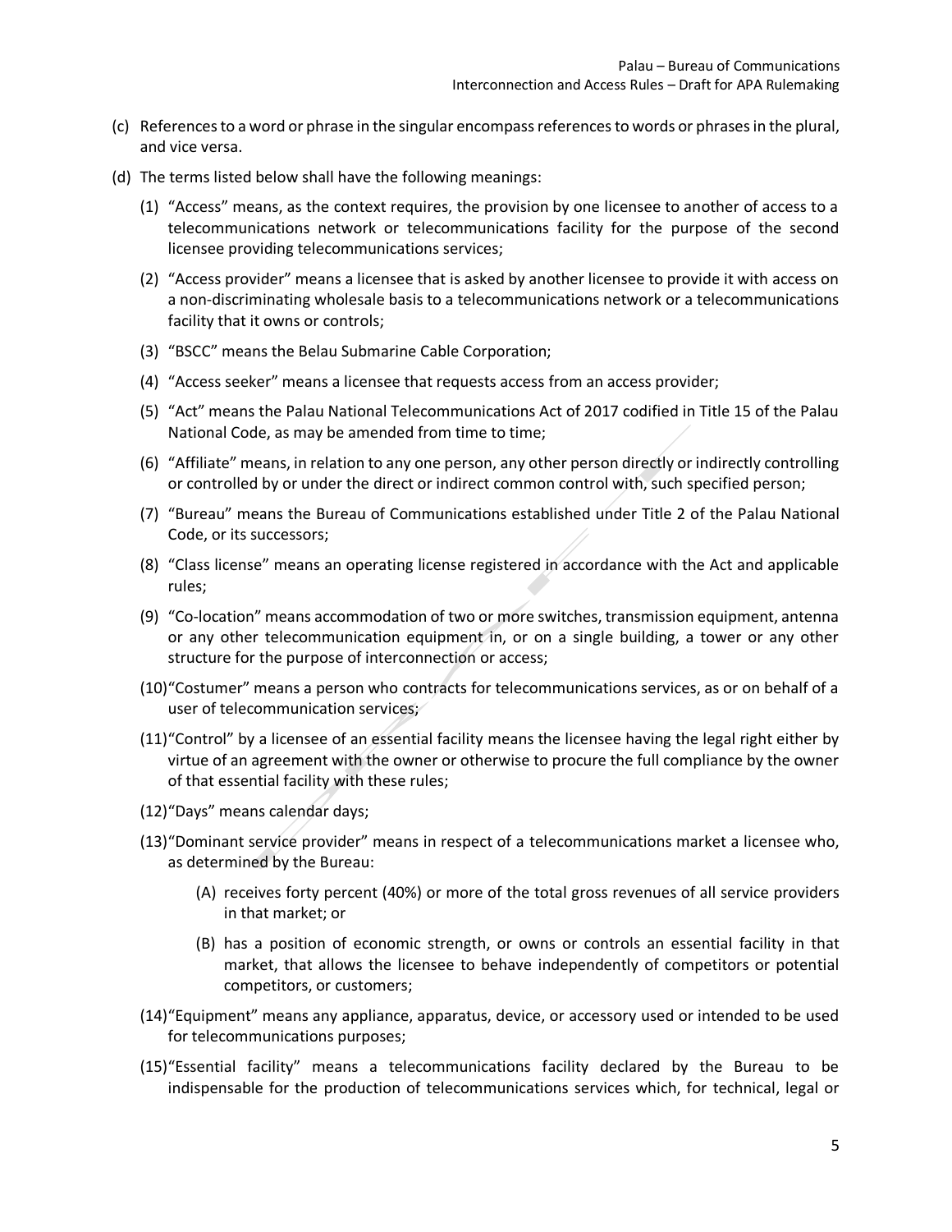(c) References to a word or phrase in the singular encompass references to words or phrases in the plural, and vice versa.

(d) The terms listed below shall have the following meanings:

  (1) "Access" means, as the context requires, the provision by one licensee to another of access to a telecommunications network or telecommunications facility for the purpose of the second licensee providing telecommunications services;

  (2) "Access provider" means a licensee that is asked by another licensee to provide it with access on a non-discriminating wholesale basis to a telecommunications network or a telecommunications facility that it owns or controls;

  (3) "BSCC" means the Belau Submarine Cable Corporation;

  (4) "Access seeker" means a licensee that requests access from an access provider;

  (5) "Act" means the Palau National Telecommunications Act of 2017 codified in Title 15 of the Palau National Code, as may be amended from time to time;

  (6) "Affiliate" means, in relation to any one person, any other person directly or indirectly controlling or controlled by or under the direct or indirect common control with, such specified person;

  (7) "Bureau" means the Bureau of Communications established under Title 2 of the Palau National Code, or its successors;

  (8) "Class license" means an operating license registered in accordance with the Act and applicable rules;

  (9) "Co-location" means accommodation of two or more switches, transmission equipment, antenna or any other telecommunication equipment in, or on a single building, a tower or any other structure for the purpose of interconnection or access;

  (10) "Costumer" means a person who contracts for telecommunications services, as or on behalf of a user of telecommunication services;

  (11) "Control" by a licensee of an essential facility means the licensee having the legal right either by virtue of an agreement with the owner or otherwise to procure the full compliance by the owner of that essential facility with these rules;

  (12) "Days" means calendar days;

  (13) "Dominant service provider" means in respect of a telecommunications market a licensee who, as determined by the Bureau:

    (A) receives forty percent (40%) or more of the total gross revenues of all service providers in that market; or

    (B) has a position of economic strength, or owns or controls an essential facility in that market, that allows the licensee to behave independently of competitors or potential competitors, or customers;

  (14) "Equipment" means any appliance, apparatus, device, or accessory used or intended to be used for telecommunications purposes;

  (15) "Essential facility" means a telecommunications facility declared by the Bureau to be indispensable for the production of telecommunications services which, for technical, legal or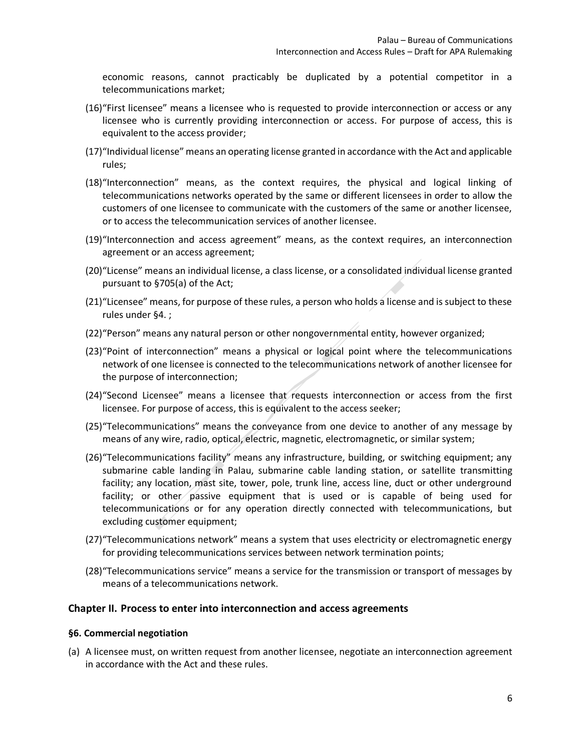economic reasons, cannot practicably be duplicated by a potential competitor in a telecommunications market;

(16) "First licensee" means a licensee who is requested to provide interconnection or access or any licensee who is currently providing interconnection or access. For purpose of access, this is equivalent to the access provider;

(17) "Individual license" means an operating license granted in accordance with the Act and applicable rules;

(18) "Interconnection" means, as the context requires, the physical and logical linking of telecommunications networks operated by the same or different licensees in order to allow the customers of one licensee to communicate with the customers of the same or another licensee, or to access the telecommunication services of another licensee.

(19) "Interconnection and access agreement" means, as the context requires, an interconnection agreement or an access agreement;

(20) "License" means an individual license, a class license, or a consolidated individual license granted pursuant to §705(a) of the Act;

(21) "Licensee" means, for purpose of these rules, a person who holds a license and is subject to these rules under §4. ;

(22) "Person" means any natural person or other nongovernmental entity, however organized;

(23) "Point of interconnection" means a physical or logical point where the telecommunications network of one licensee is connected to the telecommunications network of another licensee for the purpose of interconnection;

(24) "Second Licensee" means a licensee that requests interconnection or access from the first licensee. For purpose of access, this is equivalent to the access seeker;

(25) "Telecommunications" means the conveyance from one device to another of any message by means of any wire, radio, optical, electric, magnetic, electromagnetic, or similar system;

(26) "Telecommunications facility" means any infrastructure, building, or switching equipment; any submarine cable landing in Palau, submarine cable landing station, or satellite transmitting facility; any location, mast site, tower, pole, trunk line, access line, duct or other underground facility; or other passive equipment that is used or is capable of being used for telecommunications or for any operation directly connected with telecommunications, but excluding customer equipment;

(27) "Telecommunications network" means a system that uses electricity or electromagnetic energy for providing telecommunications services between network termination points;

(28) "Telecommunications service" means a service for the transmission or transport of messages by means of a telecommunications network.

## Chapter II. Process to enter into interconnection and access agreements

### §6. Commercial negotiation

(a) A licensee must, on written request from another licensee, negotiate an interconnection agreement in accordance with the Act and these rules.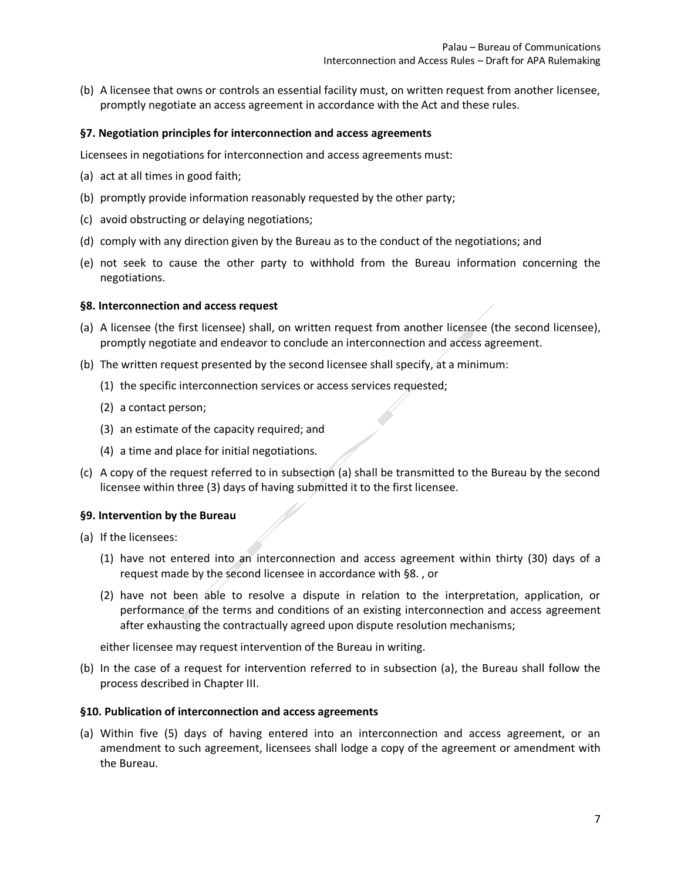(b) A licensee that owns or controls an essential facility must, on written request from another licensee, promptly negotiate an access agreement in accordance with the Act and these rules.

### §7. Negotiation principles for interconnection and access agreements

Licensees in negotiations for interconnection and access agreements must:

(a) act at all times in good faith;

(b) promptly provide information reasonably requested by the other party;

(c) avoid obstructing or delaying negotiations;

(d) comply with any direction given by the Bureau as to the conduct of the negotiations; and

(e) not seek to cause the other party to withhold from the Bureau information concerning the negotiations.

### §8. Interconnection and access request

(a) A licensee (the first licensee) shall, on written request from another licensee (the second licensee), promptly negotiate and endeavor to conclude an interconnection and access agreement.

(b) The written request presented by the second licensee shall specify, at a minimum:

   (1) the specific interconnection services or access services requested;

   (2) a contact person;

   (3) an estimate of the capacity required; and

   (4) a time and place for initial negotiations.

(c) A copy of the request referred to in subsection (a) shall be transmitted to the Bureau by the second licensee within three (3) days of having submitted it to the first licensee.

### §9. Intervention by the Bureau

(a) If the licensees:

   (1) have not entered into an interconnection and access agreement within thirty (30) days of a request made by the second licensee in accordance with §8. , or

   (2) have not been able to resolve a dispute in relation to the interpretation, application, or performance of the terms and conditions of an existing interconnection and access agreement after exhausting the contractually agreed upon dispute resolution mechanisms;

   either licensee may request intervention of the Bureau in writing.

(b) In the case of a request for intervention referred to in subsection (a), the Bureau shall follow the process described in Chapter III.

### §10. Publication of interconnection and access agreements

(a) Within five (5) days of having entered into an interconnection and access agreement, or an amendment to such agreement, licensees shall lodge a copy of the agreement or amendment with the Bureau.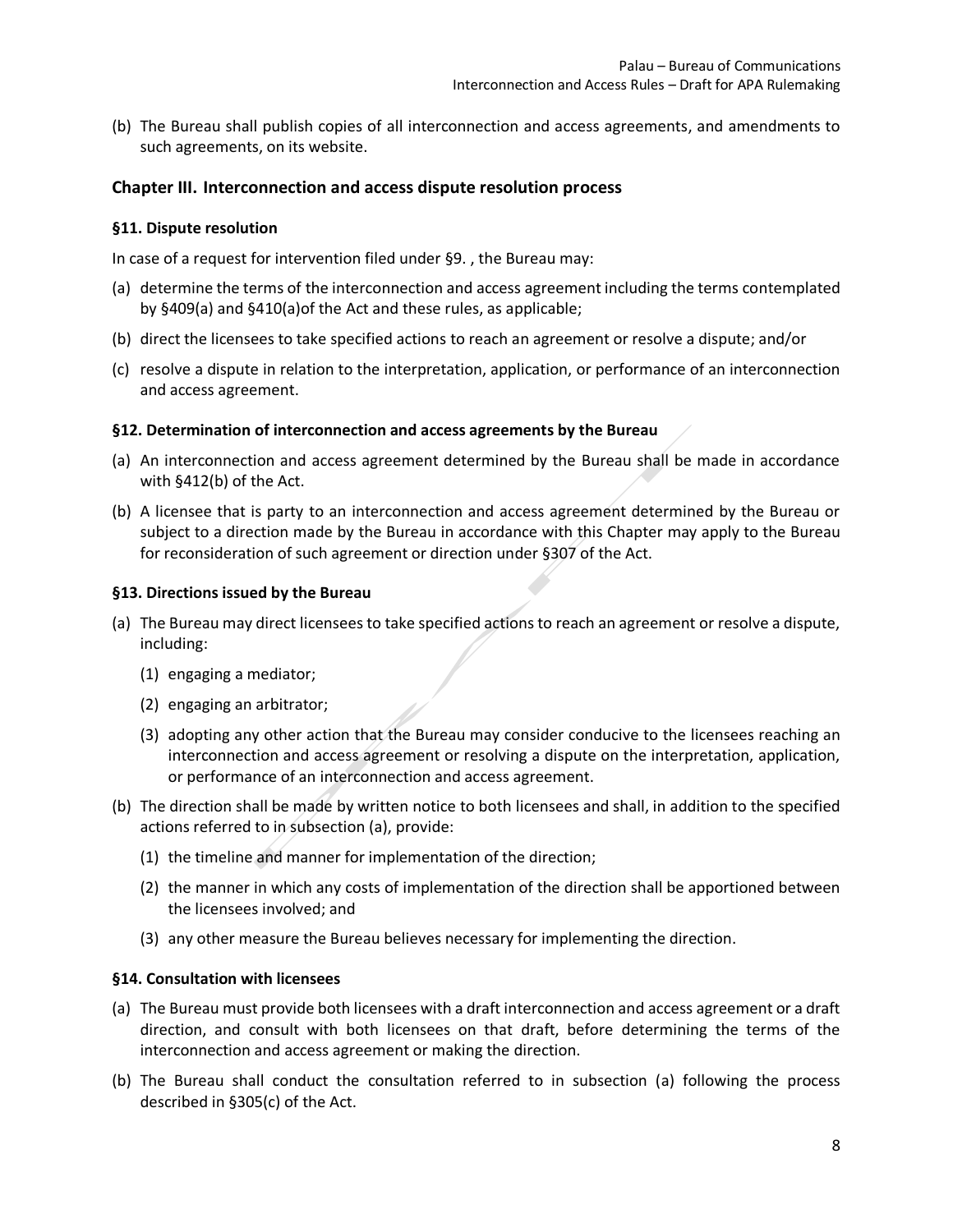(b) The Bureau shall publish copies of all interconnection and access agreements, and amendments to such agreements, on its website.

## Chapter III. Interconnection and access dispute resolution process

### §11. Dispute resolution

In case of a request for intervention filed under §9. , the Bureau may:

(a) determine the terms of the interconnection and access agreement including the terms contemplated by §409(a) and §410(a)of the Act and these rules, as applicable;

(b) direct the licensees to take specified actions to reach an agreement or resolve a dispute; and/or

(c) resolve a dispute in relation to the interpretation, application, or performance of an interconnection and access agreement.

### §12. Determination of interconnection and access agreements by the Bureau

(a) An interconnection and access agreement determined by the Bureau shall be made in accordance with §412(b) of the Act.

(b) A licensee that is party to an interconnection and access agreement determined by the Bureau or subject to a direction made by the Bureau in accordance with this Chapter may apply to the Bureau for reconsideration of such agreement or direction under §307 of the Act.

### §13. Directions issued by the Bureau

(a) The Bureau may direct licensees to take specified actions to reach an agreement or resolve a dispute, including:

   (1) engaging a mediator;

   (2) engaging an arbitrator;

   (3) adopting any other action that the Bureau may consider conducive to the licensees reaching an interconnection and access agreement or resolving a dispute on the interpretation, application, or performance of an interconnection and access agreement.

(b) The direction shall be made by written notice to both licensees and shall, in addition to the specified actions referred to in subsection (a), provide:

   (1) the timeline and manner for implementation of the direction;

   (2) the manner in which any costs of implementation of the direction shall be apportioned between the licensees involved; and

   (3) any other measure the Bureau believes necessary for implementing the direction.

### §14. Consultation with licensees

(a) The Bureau must provide both licensees with a draft interconnection and access agreement or a draft direction, and consult with both licensees on that draft, before determining the terms of the interconnection and access agreement or making the direction.

(b) The Bureau shall conduct the consultation referred to in subsection (a) following the process described in §305(c) of the Act.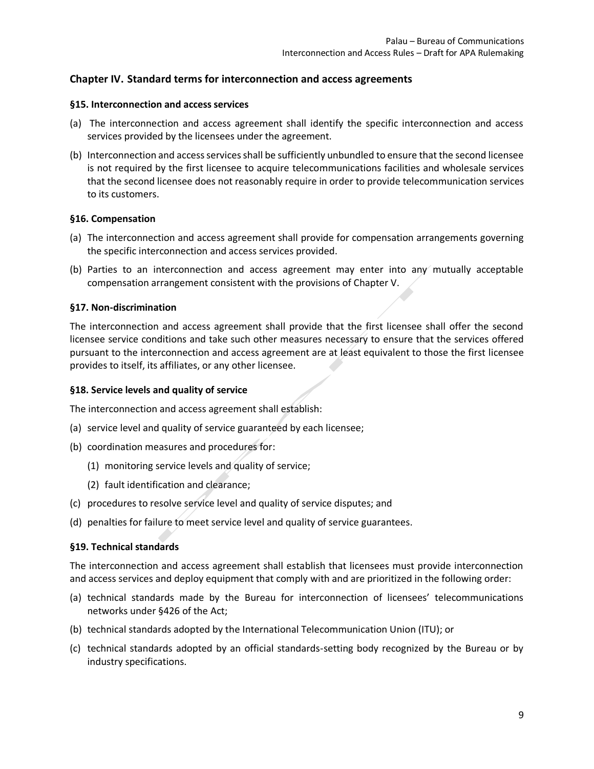## Chapter IV. Standard terms for interconnection and access agreements

### §15. Interconnection and access services

(a) The interconnection and access agreement shall identify the specific interconnection and access services provided by the licensees under the agreement.

(b) Interconnection and access services shall be sufficiently unbundled to ensure that the second licensee is not required by the first licensee to acquire telecommunications facilities and wholesale services that the second licensee does not reasonably require in order to provide telecommunication services to its customers.

### §16. Compensation

(a) The interconnection and access agreement shall provide for compensation arrangements governing the specific interconnection and access services provided.

(b) Parties to an interconnection and access agreement may enter into any mutually acceptable compensation arrangement consistent with the provisions of Chapter V.

### §17. Non-discrimination

The interconnection and access agreement shall provide that the first licensee shall offer the second licensee service conditions and take such other measures necessary to ensure that the services offered pursuant to the interconnection and access agreement are at least equivalent to those the first licensee provides to itself, its affiliates, or any other licensee.

### §18. Service levels and quality of service

The interconnection and access agreement shall establish:

(a) service level and quality of service guaranteed by each licensee;

(b) coordination measures and procedures for:

 (1) monitoring service levels and quality of service;

 (2) fault identification and clearance;

(c) procedures to resolve service level and quality of service disputes; and

(d) penalties for failure to meet service level and quality of service guarantees.

### §19. Technical standards

The interconnection and access agreement shall establish that licensees must provide interconnection and access services and deploy equipment that comply with and are prioritized in the following order:

(a) technical standards made by the Bureau for interconnection of licensees' telecommunications networks under §426 of the Act;

(b) technical standards adopted by the International Telecommunication Union (ITU); or

(c) technical standards adopted by an official standards-setting body recognized by the Bureau or by industry specifications.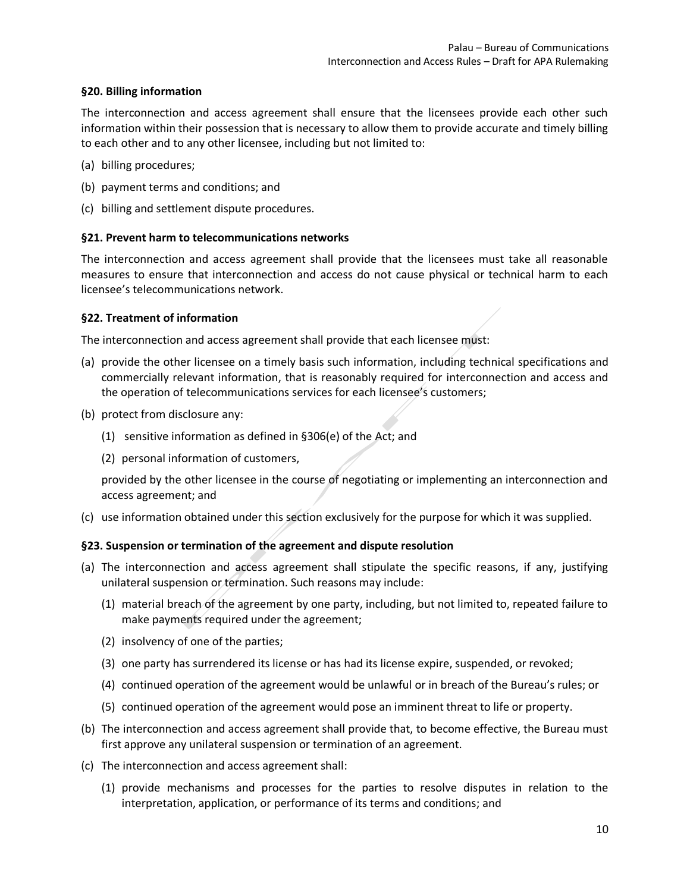### §20. Billing information

The interconnection and access agreement shall ensure that the licensees provide each other such information within their possession that is necessary to allow them to provide accurate and timely billing to each other and to any other licensee, including but not limited to:

(a) billing procedures;

(b) payment terms and conditions; and

(c) billing and settlement dispute procedures.

### §21. Prevent harm to telecommunications networks

The interconnection and access agreement shall provide that the licensees must take all reasonable measures to ensure that interconnection and access do not cause physical or technical harm to each licensee's telecommunications network.

### §22. Treatment of information

The interconnection and access agreement shall provide that each licensee must:

(a) provide the other licensee on a timely basis such information, including technical specifications and commercially relevant information, that is reasonably required for interconnection and access and the operation of telecommunications services for each licensee's customers;

(b) protect from disclosure any:

    (1) sensitive information as defined in §306(e) of the Act; and

    (2) personal information of customers,

    provided by the other licensee in the course of negotiating or implementing an interconnection and access agreement; and

(c) use information obtained under this section exclusively for the purpose for which it was supplied.

### §23. Suspension or termination of the agreement and dispute resolution

(a) The interconnection and access agreement shall stipulate the specific reasons, if any, justifying unilateral suspension or termination. Such reasons may include:

    (1) material breach of the agreement by one party, including, but not limited to, repeated failure to make payments required under the agreement;

    (2) insolvency of one of the parties;

    (3) one party has surrendered its license or has had its license expire, suspended, or revoked;

    (4) continued operation of the agreement would be unlawful or in breach of the Bureau's rules; or

    (5) continued operation of the agreement would pose an imminent threat to life or property.

(b) The interconnection and access agreement shall provide that, to become effective, the Bureau must first approve any unilateral suspension or termination of an agreement.

(c) The interconnection and access agreement shall:

    (1) provide mechanisms and processes for the parties to resolve disputes in relation to the interpretation, application, or performance of its terms and conditions; and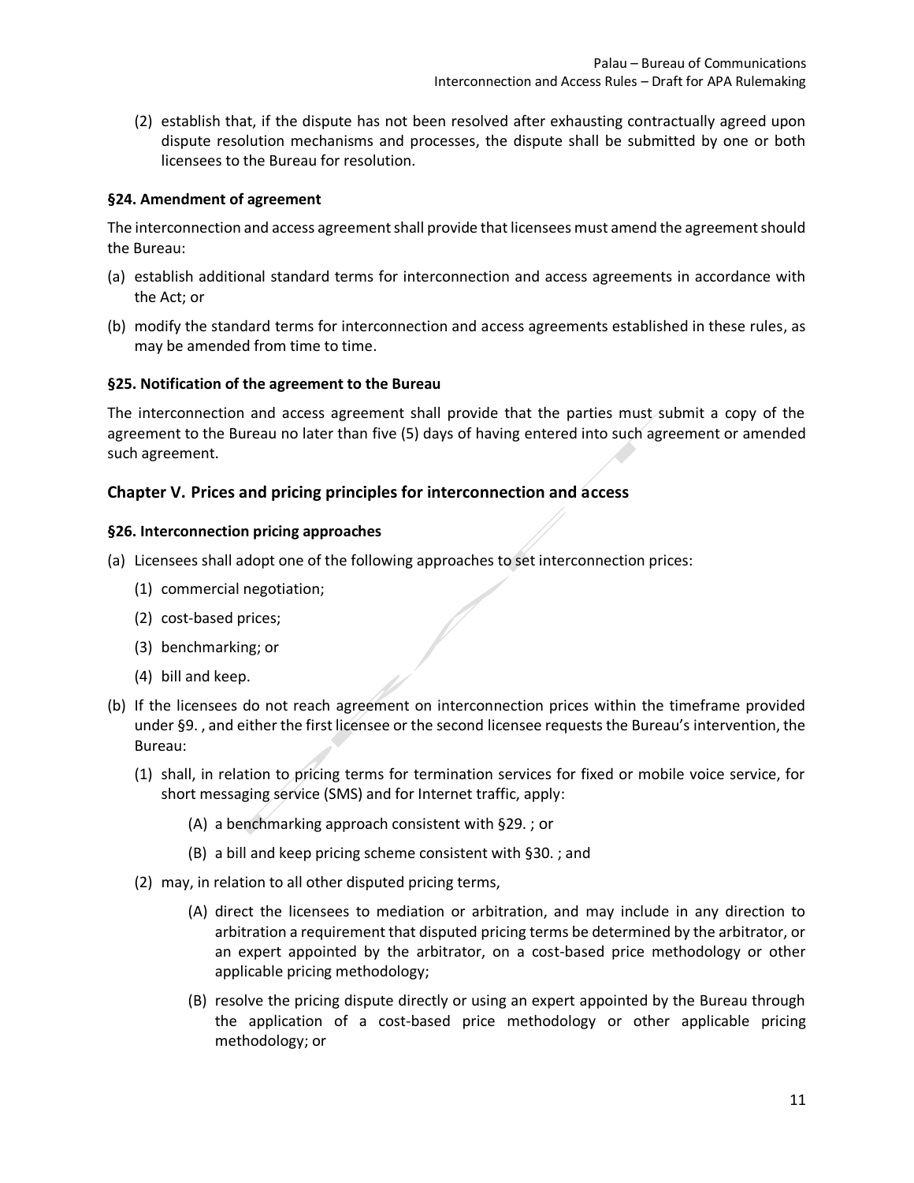(2) establish that, if the dispute has not been resolved after exhausting contractually agreed upon dispute resolution mechanisms and processes, the dispute shall be submitted by one or both licensees to the Bureau for resolution.

#### §24. Amendment of agreement

The interconnection and access agreement shall provide that licensees must amend the agreement should the Bureau:

(a) establish additional standard terms for interconnection and access agreements in accordance with the Act; or

(b) modify the standard terms for interconnection and access agreements established in these rules, as may be amended from time to time.

#### §25. Notification of the agreement to the Bureau

The interconnection and access agreement shall provide that the parties must submit a copy of the agreement to the Bureau no later than five (5) days of having entered into such agreement or amended such agreement.

### Chapter V. Prices and pricing principles for interconnection and access

#### §26. Interconnection pricing approaches

(a) Licensees shall adopt one of the following approaches to set interconnection prices:

  (1) commercial negotiation;

  (2) cost-based prices;

  (3) benchmarking; or

  (4) bill and keep.

(b) If the licensees do not reach agreement on interconnection prices within the timeframe provided under §9. , and either the first licensee or the second licensee requests the Bureau's intervention, the Bureau:

  (1) shall, in relation to pricing terms for termination services for fixed or mobile voice service, for short messaging service (SMS) and for Internet traffic, apply:

    (A) a benchmarking approach consistent with §29. ; or

    (B) a bill and keep pricing scheme consistent with §30. ; and

  (2) may, in relation to all other disputed pricing terms,

    (A) direct the licensees to mediation or arbitration, and may include in any direction to arbitration a requirement that disputed pricing terms be determined by the arbitrator, or an expert appointed by the arbitrator, on a cost-based price methodology or other applicable pricing methodology;

    (B) resolve the pricing dispute directly or using an expert appointed by the Bureau through the application of a cost-based price methodology or other applicable pricing methodology; or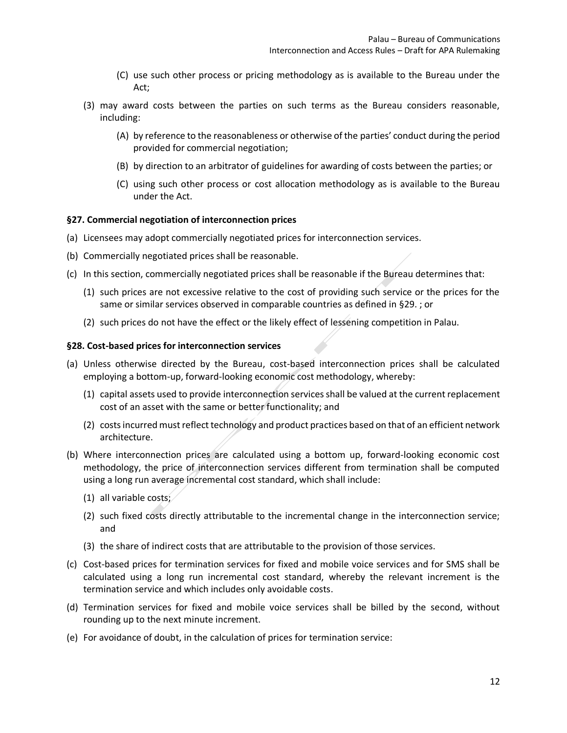(C) use such other process or pricing methodology as is available to the Bureau under the Act;

(3) may award costs between the parties on such terms as the Bureau considers reasonable, including:

(A) by reference to the reasonableness or otherwise of the parties' conduct during the period provided for commercial negotiation;

(B) by direction to an arbitrator of guidelines for awarding of costs between the parties; or

(C) using such other process or cost allocation methodology as is available to the Bureau under the Act.

**§27. Commercial negotiation of interconnection prices**

(a) Licensees may adopt commercially negotiated prices for interconnection services.

(b) Commercially negotiated prices shall be reasonable.

(c) In this section, commercially negotiated prices shall be reasonable if the Bureau determines that:

(1) such prices are not excessive relative to the cost of providing such service or the prices for the same or similar services observed in comparable countries as defined in §29. ; or

(2) such prices do not have the effect or the likely effect of lessening competition in Palau.

**§28. Cost-based prices for interconnection services**

(a) Unless otherwise directed by the Bureau, cost-based interconnection prices shall be calculated employing a bottom-up, forward-looking economic cost methodology, whereby:

(1) capital assets used to provide interconnection services shall be valued at the current replacement cost of an asset with the same or better functionality; and

(2) costs incurred must reflect technology and product practices based on that of an efficient network architecture.

(b) Where interconnection prices are calculated using a bottom up, forward-looking economic cost methodology, the price of interconnection services different from termination shall be computed using a long run average incremental cost standard, which shall include:

(1) all variable costs;

(2) such fixed costs directly attributable to the incremental change in the interconnection service; and

(3) the share of indirect costs that are attributable to the provision of those services.

(c) Cost-based prices for termination services for fixed and mobile voice services and for SMS shall be calculated using a long run incremental cost standard, whereby the relevant increment is the termination service and which includes only avoidable costs.

(d) Termination services for fixed and mobile voice services shall be billed by the second, without rounding up to the next minute increment.

(e) For avoidance of doubt, in the calculation of prices for termination service: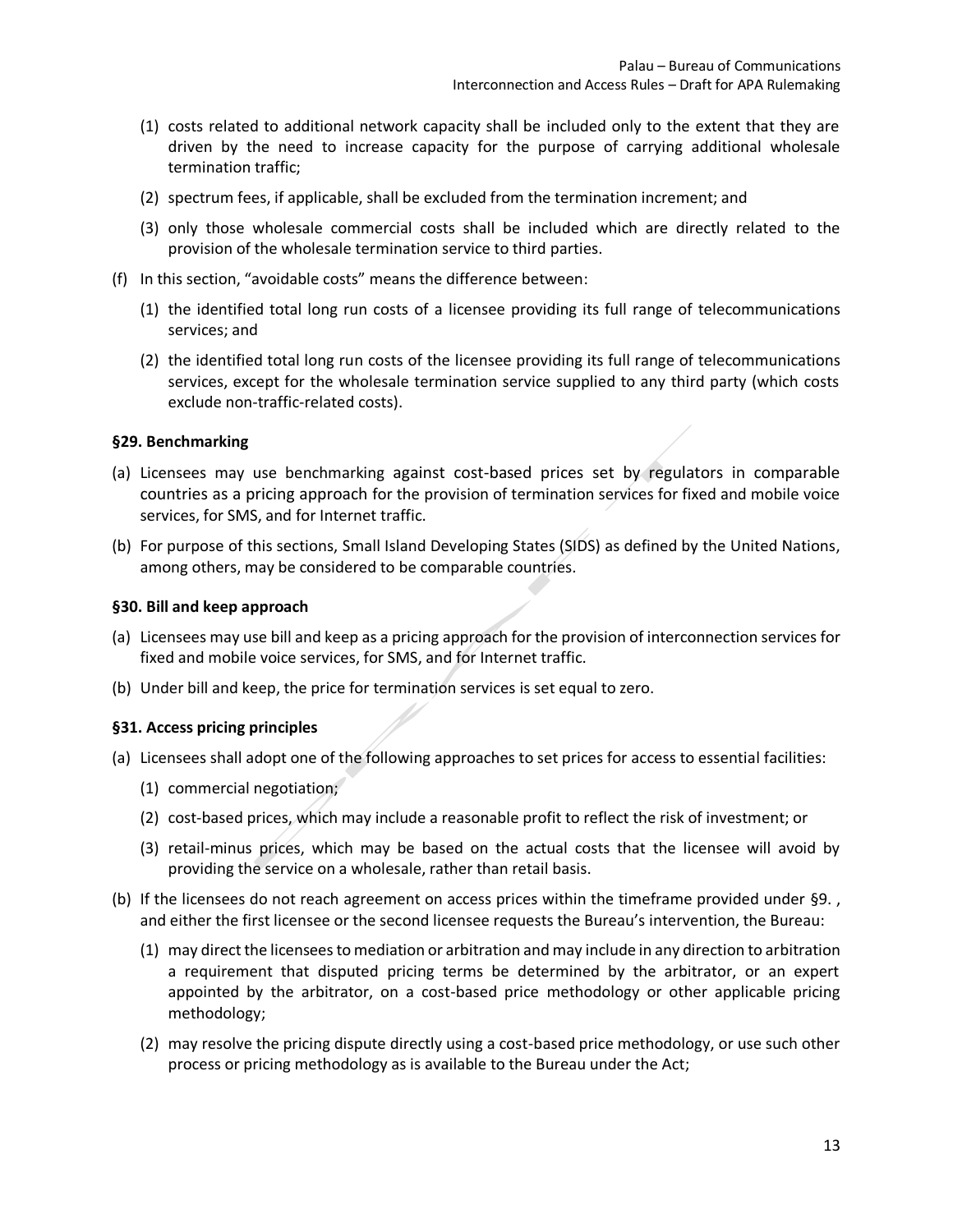(1) costs related to additional network capacity shall be included only to the extent that they are driven by the need to increase capacity for the purpose of carrying additional wholesale termination traffic;

(2) spectrum fees, if applicable, shall be excluded from the termination increment; and

(3) only those wholesale commercial costs shall be included which are directly related to the provision of the wholesale termination service to third parties.

(f) In this section, "avoidable costs" means the difference between:

(1) the identified total long run costs of a licensee providing its full range of telecommunications services; and

(2) the identified total long run costs of the licensee providing its full range of telecommunications services, except for the wholesale termination service supplied to any third party (which costs exclude non-traffic-related costs).

**§29. Benchmarking**

(a) Licensees may use benchmarking against cost-based prices set by regulators in comparable countries as a pricing approach for the provision of termination services for fixed and mobile voice services, for SMS, and for Internet traffic.

(b) For purpose of this sections, Small Island Developing States (SIDS) as defined by the United Nations, among others, may be considered to be comparable countries.

**§30. Bill and keep approach**

(a) Licensees may use bill and keep as a pricing approach for the provision of interconnection services for fixed and mobile voice services, for SMS, and for Internet traffic.

(b) Under bill and keep, the price for termination services is set equal to zero.

**§31. Access pricing principles**

(a) Licensees shall adopt one of the following approaches to set prices for access to essential facilities:

(1) commercial negotiation;

(2) cost-based prices, which may include a reasonable profit to reflect the risk of investment; or

(3) retail-minus prices, which may be based on the actual costs that the licensee will avoid by providing the service on a wholesale, rather than retail basis.

(b) If the licensees do not reach agreement on access prices within the timeframe provided under §9. , and either the first licensee or the second licensee requests the Bureau's intervention, the Bureau:

(1) may direct the licensees to mediation or arbitration and may include in any direction to arbitration a requirement that disputed pricing terms be determined by the arbitrator, or an expert appointed by the arbitrator, on a cost-based price methodology or other applicable pricing methodology;

(2) may resolve the pricing dispute directly using a cost-based price methodology, or use such other process or pricing methodology as is available to the Bureau under the Act;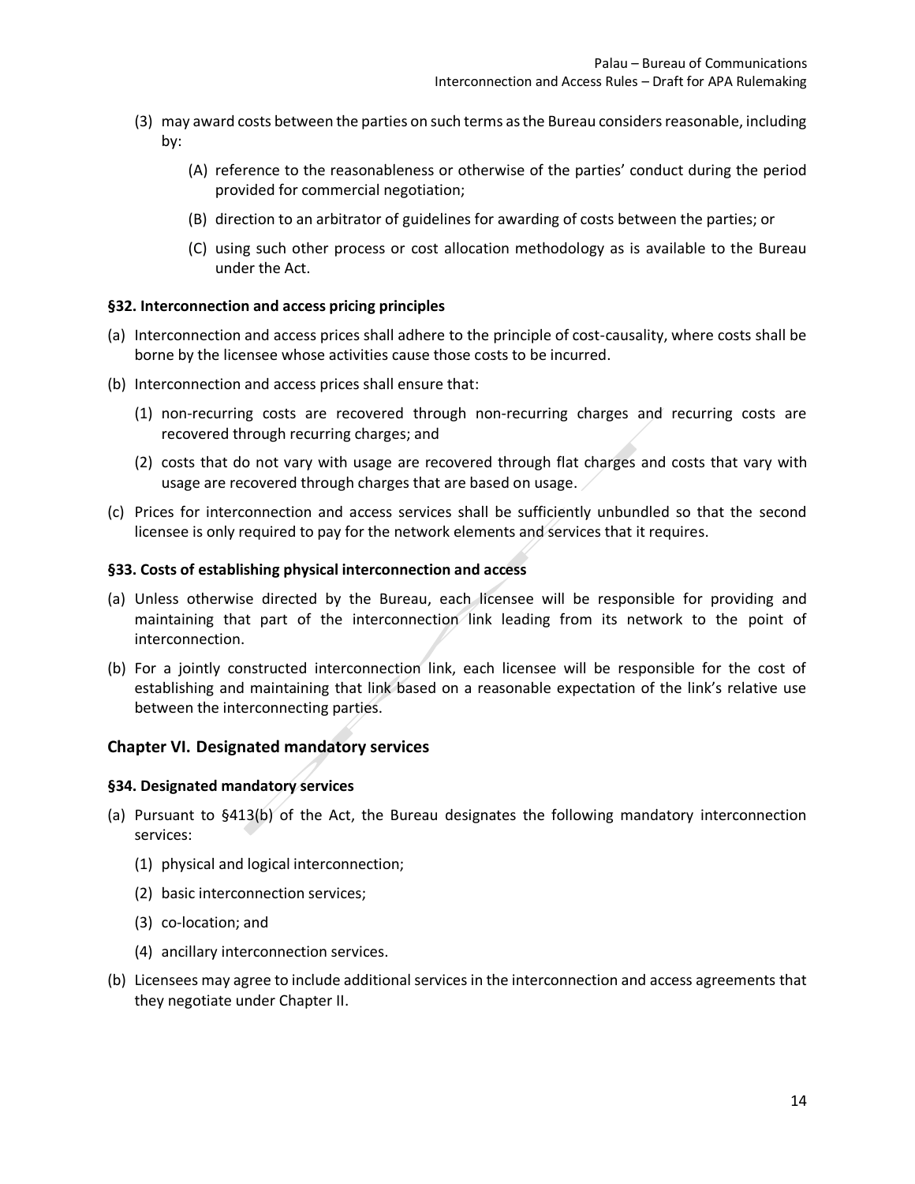(3) may award costs between the parties on such terms as the Bureau considers reasonable, including by:

   (A) reference to the reasonableness or otherwise of the parties' conduct during the period provided for commercial negotiation;

   (B) direction to an arbitrator of guidelines for awarding of costs between the parties; or

   (C) using such other process or cost allocation methodology as is available to the Bureau under the Act.

#### §32. Interconnection and access pricing principles

(a) Interconnection and access prices shall adhere to the principle of cost-causality, where costs shall be borne by the licensee whose activities cause those costs to be incurred.

(b) Interconnection and access prices shall ensure that:

   (1) non-recurring costs are recovered through non-recurring charges and recurring costs are recovered through recurring charges; and

   (2) costs that do not vary with usage are recovered through flat charges and costs that vary with usage are recovered through charges that are based on usage.

(c) Prices for interconnection and access services shall be sufficiently unbundled so that the second licensee is only required to pay for the network elements and services that it requires.

#### §33. Costs of establishing physical interconnection and access

(a) Unless otherwise directed by the Bureau, each licensee will be responsible for providing and maintaining that part of the interconnection link leading from its network to the point of interconnection.

(b) For a jointly constructed interconnection link, each licensee will be responsible for the cost of establishing and maintaining that link based on a reasonable expectation of the link's relative use between the interconnecting parties.

### Chapter VI. Designated mandatory services

#### §34. Designated mandatory services

(a) Pursuant to §413(b) of the Act, the Bureau designates the following mandatory interconnection services:

   (1) physical and logical interconnection;

   (2) basic interconnection services;

   (3) co-location; and

   (4) ancillary interconnection services.

(b) Licensees may agree to include additional services in the interconnection and access agreements that they negotiate under Chapter II.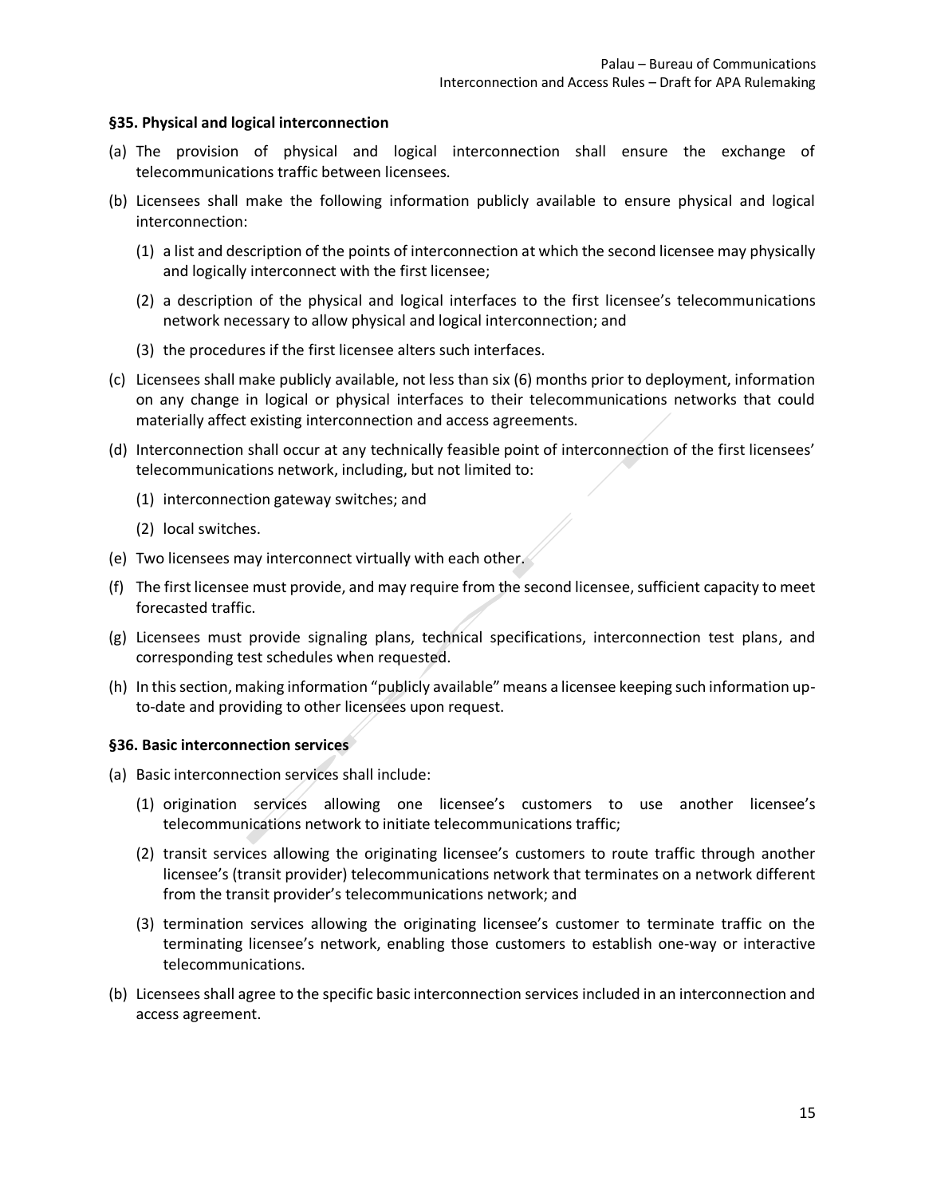### §35. Physical and logical interconnection

(a) The provision of physical and logical interconnection shall ensure the exchange of telecommunications traffic between licensees.

(b) Licensees shall make the following information publicly available to ensure physical and logical interconnection:

  (1) a list and description of the points of interconnection at which the second licensee may physically and logically interconnect with the first licensee;

  (2) a description of the physical and logical interfaces to the first licensee's telecommunications network necessary to allow physical and logical interconnection; and

  (3) the procedures if the first licensee alters such interfaces.

(c) Licensees shall make publicly available, not less than six (6) months prior to deployment, information on any change in logical or physical interfaces to their telecommunications networks that could materially affect existing interconnection and access agreements.

(d) Interconnection shall occur at any technically feasible point of interconnection of the first licensees' telecommunications network, including, but not limited to:

  (1) interconnection gateway switches; and

  (2) local switches.

(e) Two licensees may interconnect virtually with each other.

(f) The first licensee must provide, and may require from the second licensee, sufficient capacity to meet forecasted traffic.

(g) Licensees must provide signaling plans, technical specifications, interconnection test plans, and corresponding test schedules when requested.

(h) In this section, making information "publicly available" means a licensee keeping such information up-to-date and providing to other licensees upon request.

### §36. Basic interconnection services

(a) Basic interconnection services shall include:

  (1) origination services allowing one licensee's customers to use another licensee's telecommunications network to initiate telecommunications traffic;

  (2) transit services allowing the originating licensee's customers to route traffic through another licensee's (transit provider) telecommunications network that terminates on a network different from the transit provider's telecommunications network; and

  (3) termination services allowing the originating licensee's customer to terminate traffic on the terminating licensee's network, enabling those customers to establish one-way or interactive telecommunications.

(b) Licensees shall agree to the specific basic interconnection services included in an interconnection and access agreement.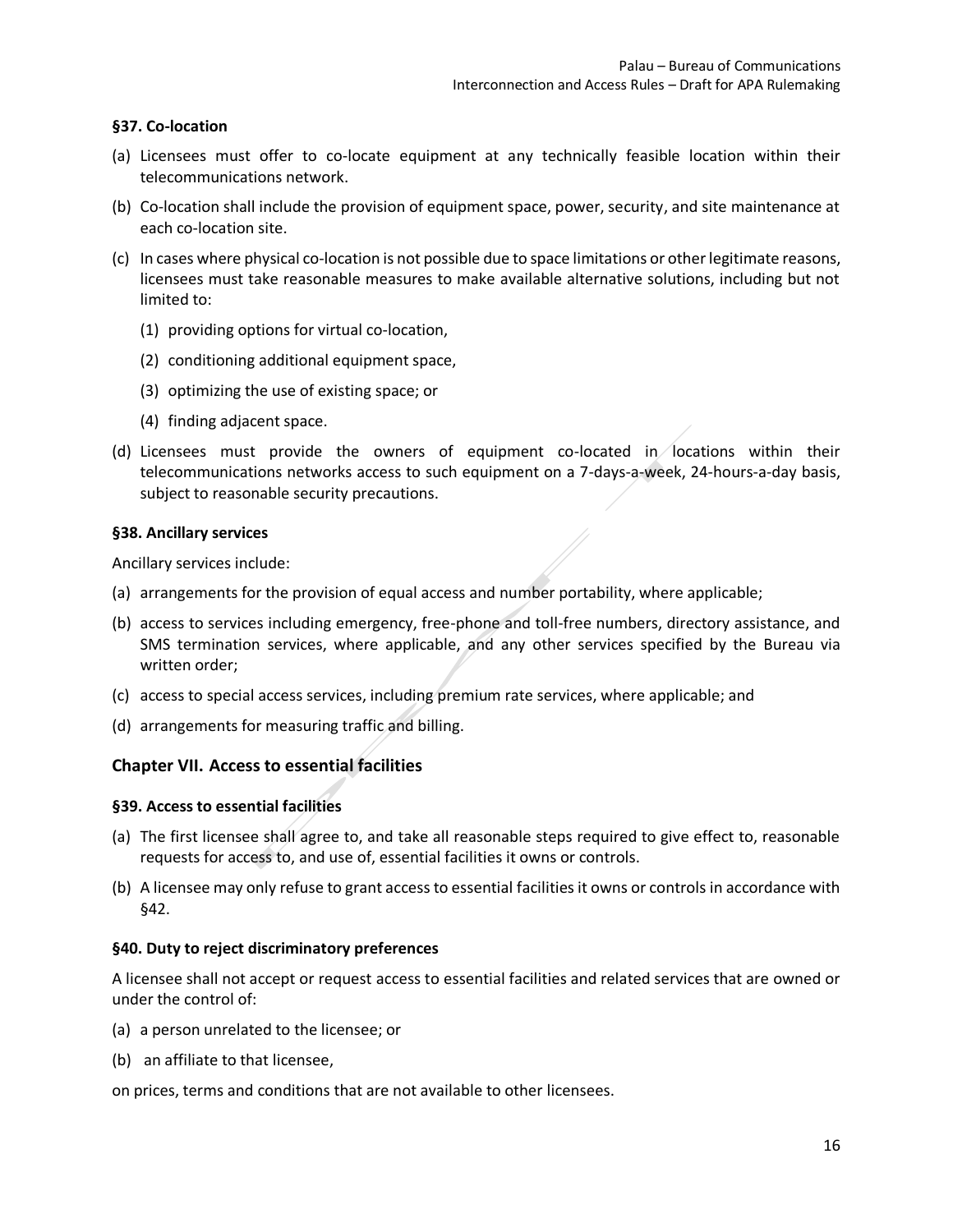#### §37. Co-location

(a) Licensees must offer to co-locate equipment at any technically feasible location within their telecommunications network.

(b) Co-location shall include the provision of equipment space, power, security, and site maintenance at each co-location site.

(c) In cases where physical co-location is not possible due to space limitations or other legitimate reasons, licensees must take reasonable measures to make available alternative solutions, including but not limited to:

  (1) providing options for virtual co-location,

  (2) conditioning additional equipment space,

  (3) optimizing the use of existing space; or

  (4) finding adjacent space.

(d) Licensees must provide the owners of equipment co-located in locations within their telecommunications networks access to such equipment on a 7-days-a-week, 24-hours-a-day basis, subject to reasonable security precautions.

#### §38. Ancillary services

Ancillary services include:

(a) arrangements for the provision of equal access and number portability, where applicable;

(b) access to services including emergency, free-phone and toll-free numbers, directory assistance, and SMS termination services, where applicable, and any other services specified by the Bureau via written order;

(c) access to special access services, including premium rate services, where applicable; and

(d) arrangements for measuring traffic and billing.

### Chapter VII. Access to essential facilities

#### §39. Access to essential facilities

(a) The first licensee shall agree to, and take all reasonable steps required to give effect to, reasonable requests for access to, and use of, essential facilities it owns or controls.

(b) A licensee may only refuse to grant access to essential facilities it owns or controls in accordance with §42.

#### §40. Duty to reject discriminatory preferences

A licensee shall not accept or request access to essential facilities and related services that are owned or under the control of:

(a) a person unrelated to the licensee; or

(b) an affiliate to that licensee,

on prices, terms and conditions that are not available to other licensees.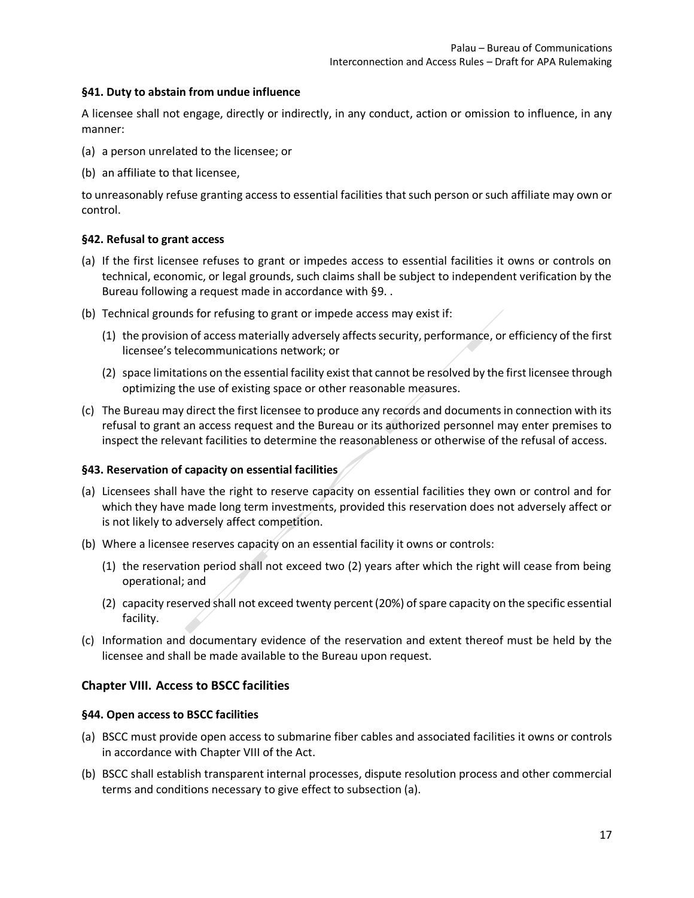### §41. Duty to abstain from undue influence

A licensee shall not engage, directly or indirectly, in any conduct, action or omission to influence, in any manner:

(a) a person unrelated to the licensee; or

(b) an affiliate to that licensee,

to unreasonably refuse granting access to essential facilities that such person or such affiliate may own or control.

### §42. Refusal to grant access

(a) If the first licensee refuses to grant or impedes access to essential facilities it owns or controls on technical, economic, or legal grounds, such claims shall be subject to independent verification by the Bureau following a request made in accordance with §9. .

(b) Technical grounds for refusing to grant or impede access may exist if:

  (1) the provision of access materially adversely affects security, performance, or efficiency of the first licensee's telecommunications network; or

  (2) space limitations on the essential facility exist that cannot be resolved by the first licensee through optimizing the use of existing space or other reasonable measures.

(c) The Bureau may direct the first licensee to produce any records and documents in connection with its refusal to grant an access request and the Bureau or its authorized personnel may enter premises to inspect the relevant facilities to determine the reasonableness or otherwise of the refusal of access.

### §43. Reservation of capacity on essential facilities

(a) Licensees shall have the right to reserve capacity on essential facilities they own or control and for which they have made long term investments, provided this reservation does not adversely affect or is not likely to adversely affect competition.

(b) Where a licensee reserves capacity on an essential facility it owns or controls:

  (1) the reservation period shall not exceed two (2) years after which the right will cease from being operational; and

  (2) capacity reserved shall not exceed twenty percent (20%) of spare capacity on the specific essential facility.

(c) Information and documentary evidence of the reservation and extent thereof must be held by the licensee and shall be made available to the Bureau upon request.

## Chapter VIII. Access to BSCC facilities

### §44. Open access to BSCC facilities

(a) BSCC must provide open access to submarine fiber cables and associated facilities it owns or controls in accordance with Chapter VIII of the Act.

(b) BSCC shall establish transparent internal processes, dispute resolution process and other commercial terms and conditions necessary to give effect to subsection (a).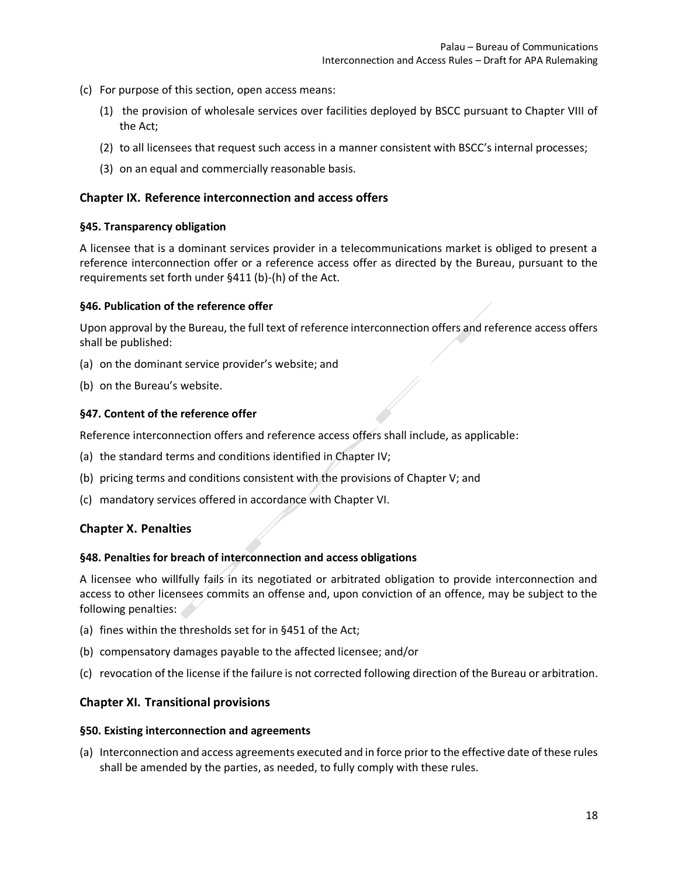(c) For purpose of this section, open access means:

(1) the provision of wholesale services over facilities deployed by BSCC pursuant to Chapter VIII of the Act;

(2) to all licensees that request such access in a manner consistent with BSCC's internal processes;

(3) on an equal and commercially reasonable basis.

## Chapter IX. Reference interconnection and access offers

#### §45. Transparency obligation

A licensee that is a dominant services provider in a telecommunications market is obliged to present a reference interconnection offer or a reference access offer as directed by the Bureau, pursuant to the requirements set forth under §411 (b)-(h) of the Act.

#### §46. Publication of the reference offer

Upon approval by the Bureau, the full text of reference interconnection offers and reference access offers shall be published:

(a) on the dominant service provider's website; and

(b) on the Bureau's website.

#### §47. Content of the reference offer

Reference interconnection offers and reference access offers shall include, as applicable:

(a) the standard terms and conditions identified in Chapter IV;

(b) pricing terms and conditions consistent with the provisions of Chapter V; and

(c) mandatory services offered in accordance with Chapter VI.

## Chapter X. Penalties

#### §48. Penalties for breach of interconnection and access obligations

A licensee who willfully fails in its negotiated or arbitrated obligation to provide interconnection and access to other licensees commits an offense and, upon conviction of an offence, may be subject to the following penalties:

(a) fines within the thresholds set for in §451 of the Act;

(b) compensatory damages payable to the affected licensee; and/or

(c) revocation of the license if the failure is not corrected following direction of the Bureau or arbitration.

## Chapter XI. Transitional provisions

#### §50. Existing interconnection and agreements

(a) Interconnection and access agreements executed and in force prior to the effective date of these rules shall be amended by the parties, as needed, to fully comply with these rules.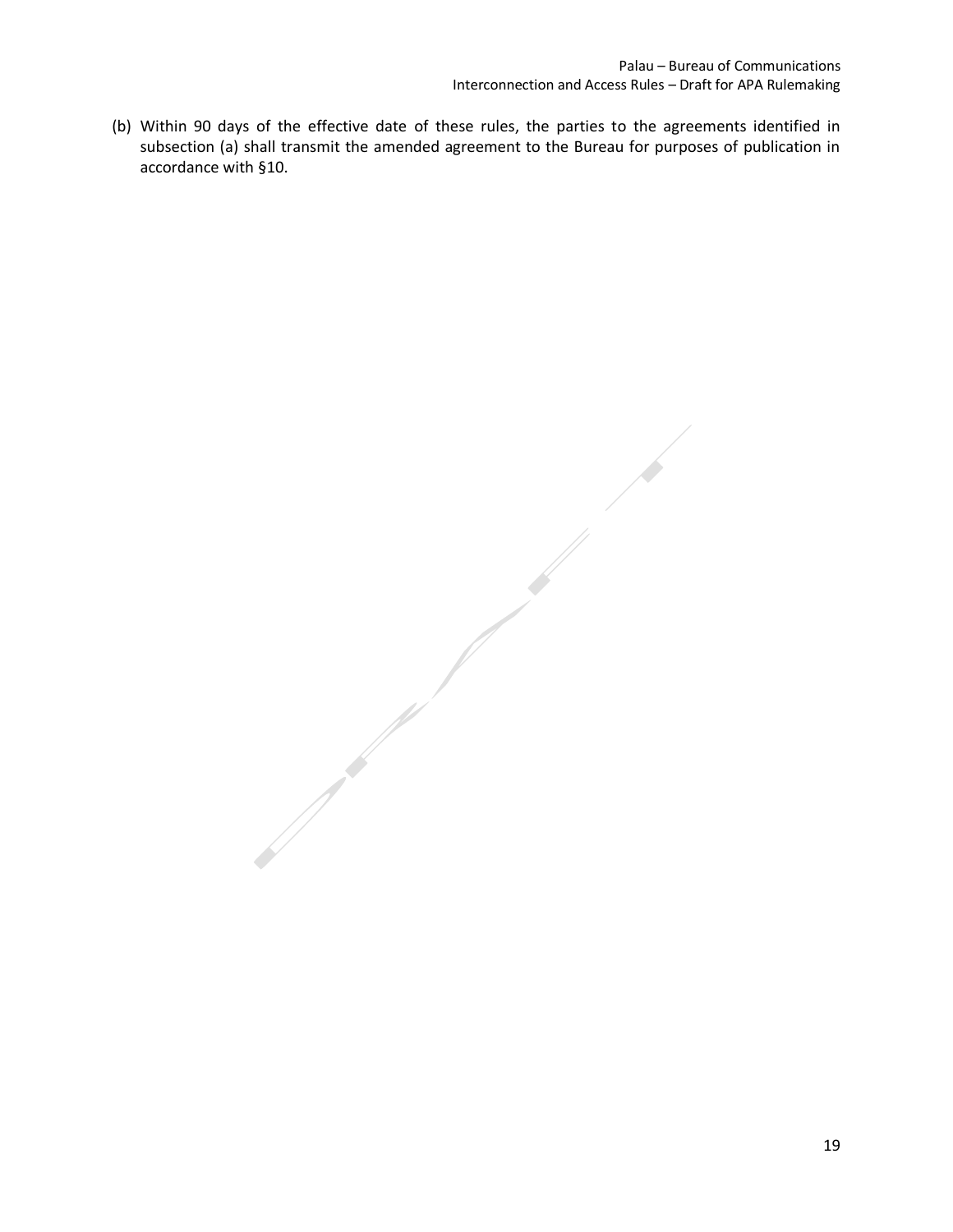(b) Within 90 days of the effective date of these rules, the parties to the agreements identified in subsection (a) shall transmit the amended agreement to the Bureau for purposes of publication in accordance with §10.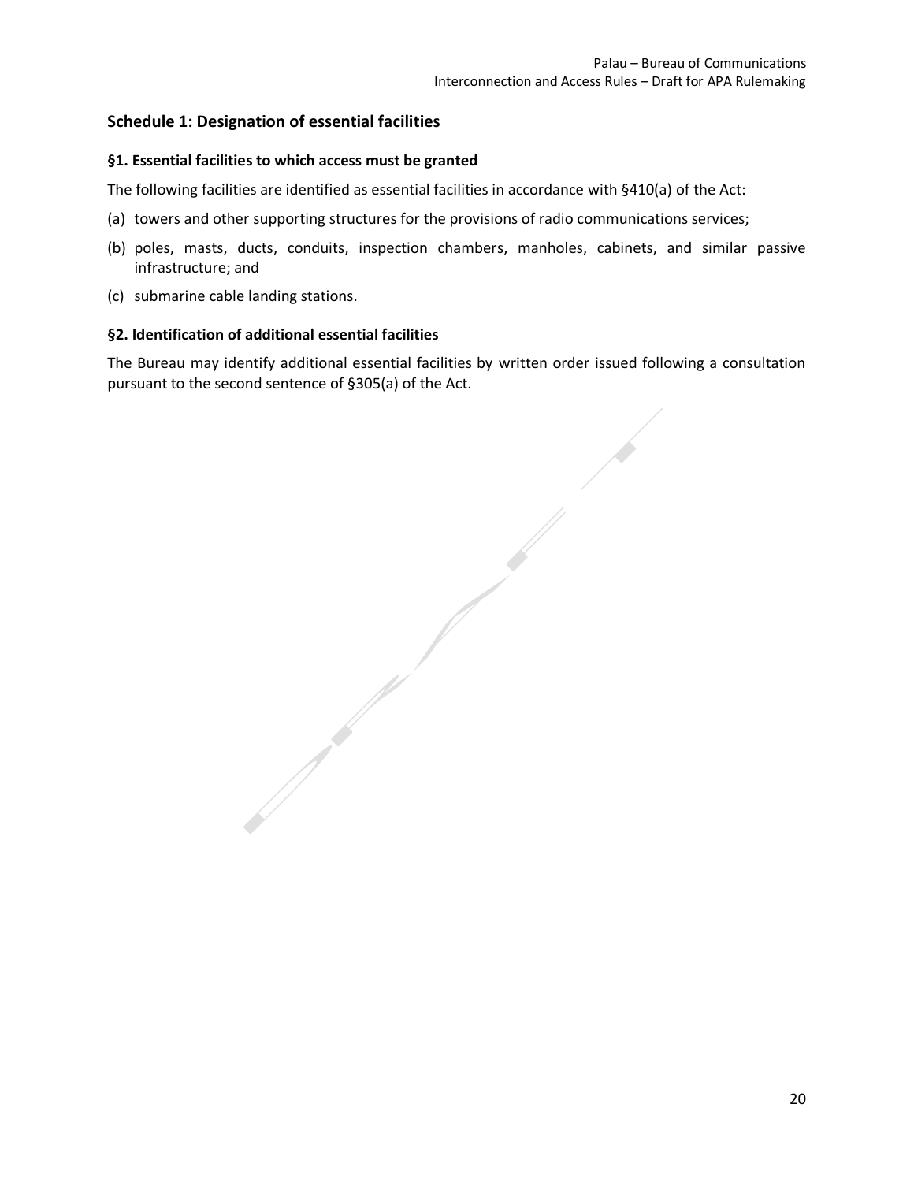## Schedule 1: Designation of essential facilities

### §1. Essential facilities to which access must be granted

The following facilities are identified as essential facilities in accordance with §410(a) of the Act:

(a) towers and other supporting structures for the provisions of radio communications services;

(b) poles, masts, ducts, conduits, inspection chambers, manholes, cabinets, and similar passive infrastructure; and

(c) submarine cable landing stations.

### §2. Identification of additional essential facilities

The Bureau may identify additional essential facilities by written order issued following a consultation pursuant to the second sentence of §305(a) of the Act.